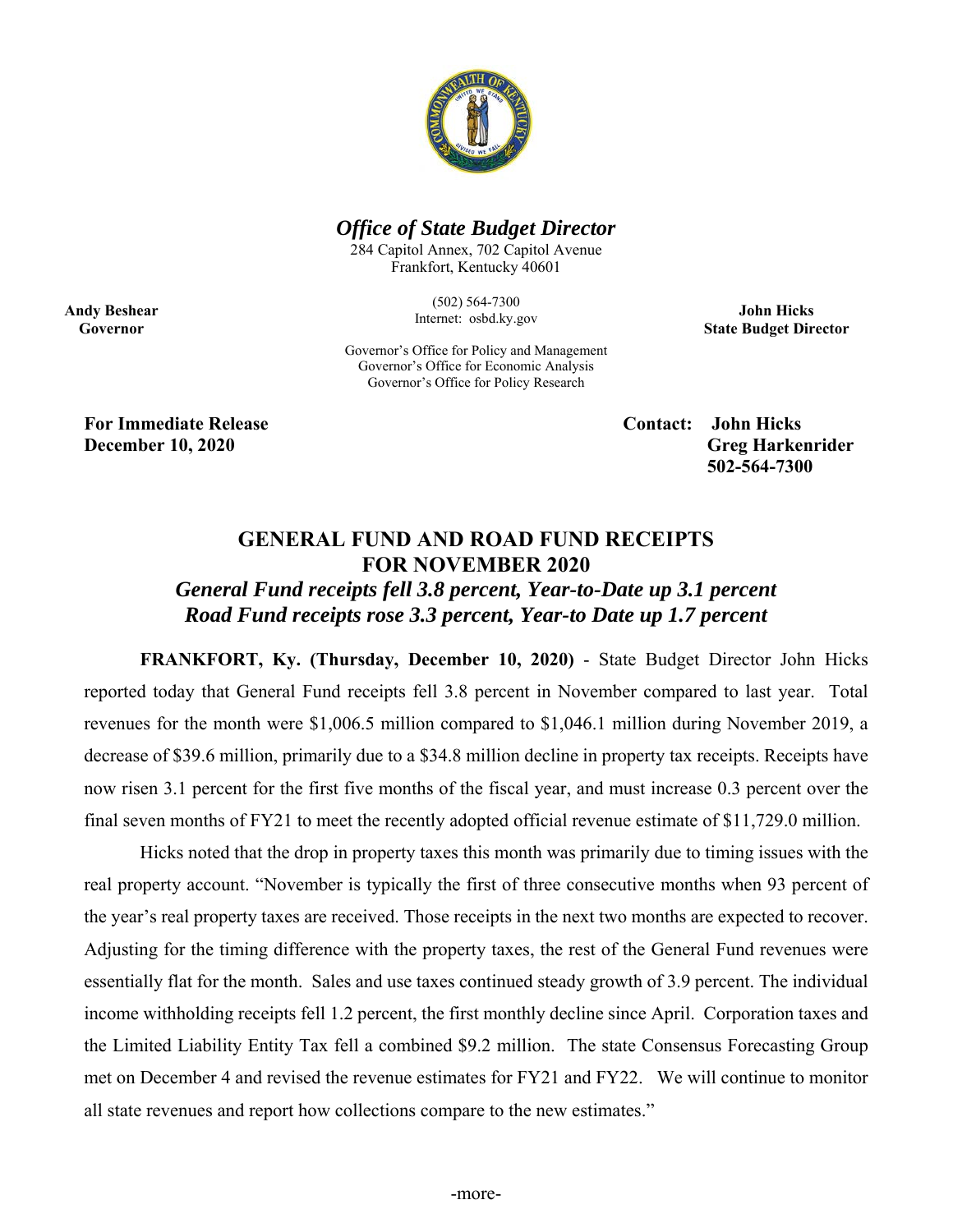*Office of State Budget Director*

284 Capitol Annex, 702 Capitol Avenue
Frankfort, Kentucky 40601

(502) 564-7300
Internet: osbd.ky.gov

Governor's Office for Policy and Management
Governor's Office for Economic Analysis
Governor's Office for Policy Research

**Andy Beshear**
**Governor**

**John Hicks**
**State Budget Director**

**For Immediate Release**
**December 10, 2020**

**Contact: John Hicks**
**Greg Harkenrider**
**502-564-7300**

## GENERAL FUND AND ROAD FUND RECEIPTS FOR NOVEMBER 2020

### *General Fund receipts fell 3.8 percent, Year-to-Date up 3.1 percent*
### *Road Fund receipts rose 3.3 percent, Year-to Date up 1.7 percent*

**FRANKFORT, Ky. (Thursday, December 10, 2020)** - State Budget Director John Hicks reported today that General Fund receipts fell 3.8 percent in November compared to last year. Total revenues for the month were $1,006.5 million compared to $1,046.1 million during November 2019, a decrease of $39.6 million, primarily due to a $34.8 million decline in property tax receipts. Receipts have now risen 3.1 percent for the first five months of the fiscal year, and must increase 0.3 percent over the final seven months of FY21 to meet the recently adopted official revenue estimate of $11,729.0 million.

Hicks noted that the drop in property taxes this month was primarily due to timing issues with the real property account. "November is typically the first of three consecutive months when 93 percent of the year's real property taxes are received. Those receipts in the next two months are expected to recover. Adjusting for the timing difference with the property taxes, the rest of the General Fund revenues were essentially flat for the month. Sales and use taxes continued steady growth of 3.9 percent. The individual income withholding receipts fell 1.2 percent, the first monthly decline since April. Corporation taxes and the Limited Liability Entity Tax fell a combined $9.2 million. The state Consensus Forecasting Group met on December 4 and revised the revenue estimates for FY21 and FY22. We will continue to monitor all state revenues and report how collections compare to the new estimates."

-more-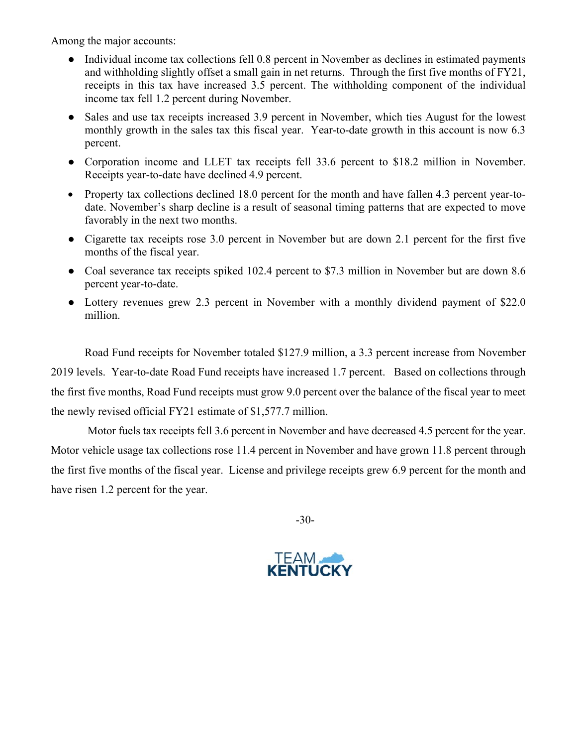Among the major accounts:

- Individual income tax collections fell 0.8 percent in November as declines in estimated payments and withholding slightly offset a small gain in net returns. Through the first five months of FY21, receipts in this tax have increased 3.5 percent. The withholding component of the individual income tax fell 1.2 percent during November.
- Sales and use tax receipts increased 3.9 percent in November, which ties August for the lowest monthly growth in the sales tax this fiscal year. Year-to-date growth in this account is now 6.3 percent.
- Corporation income and LLET tax receipts fell 33.6 percent to $18.2 million in November. Receipts year-to-date have declined 4.9 percent.
- Property tax collections declined 18.0 percent for the month and have fallen 4.3 percent year-to-date. November's sharp decline is a result of seasonal timing patterns that are expected to move favorably in the next two months.
- Cigarette tax receipts rose 3.0 percent in November but are down 2.1 percent for the first five months of the fiscal year.
- Coal severance tax receipts spiked 102.4 percent to $7.3 million in November but are down 8.6 percent year-to-date.
- Lottery revenues grew 2.3 percent in November with a monthly dividend payment of $22.0 million.

Road Fund receipts for November totaled $127.9 million, a 3.3 percent increase from November 2019 levels. Year-to-date Road Fund receipts have increased 1.7 percent. Based on collections through the first five months, Road Fund receipts must grow 9.0 percent over the balance of the fiscal year to meet the newly revised official FY21 estimate of $1,577.7 million.

Motor fuels tax receipts fell 3.6 percent in November and have decreased 4.5 percent for the year. Motor vehicle usage tax collections rose 11.4 percent in November and have grown 11.8 percent through the first five months of the fiscal year. License and privilege receipts grew 6.9 percent for the month and have risen 1.2 percent for the year.

-30-

TEAM KENTUCKY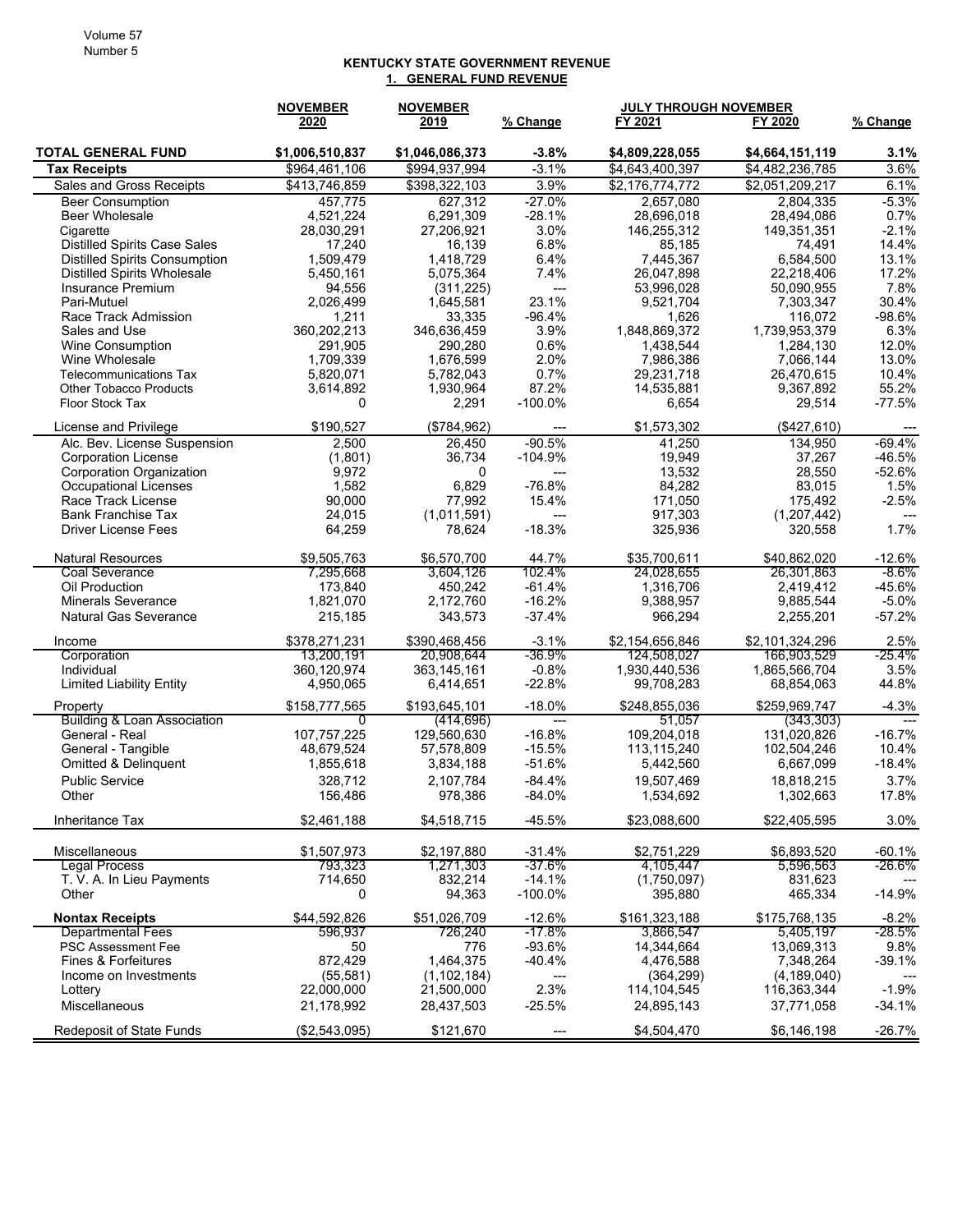# KENTUCKY STATE GOVERNMENT REVENUE

## 1. GENERAL FUND REVENUE

| | NOVEMBER 2020 | NOVEMBER 2019 | % Change | JULY THROUGH NOVEMBER FY 2021 | FY 2020 | % Change |
|---|---|---|---|---|---|---|
| **TOTAL GENERAL FUND** | **$1,006,510,837** | **$1,046,086,373** | **-3.8%** | **$4,809,228,055** | **$4,664,151,119** | **3.1%** |
| **Tax Receipts** | $964,461,106 | $994,937,994 | -3.1% | $4,643,400,397 | $4,482,236,785 | 3.6% |
| Sales and Gross Receipts | $413,746,859 | $398,322,103 | 3.9% | $2,176,774,772 | $2,051,209,217 | 6.1% |
| Beer Consumption | 457,775 | 627,312 | -27.0% | 2,657,080 | 2,804,335 | -5.3% |
| Beer Wholesale | 4,521,224 | 6,291,309 | -28.1% | 28,696,018 | 28,494,086 | 0.7% |
| Cigarette | 28,030,291 | 27,206,921 | 3.0% | 146,255,312 | 149,351,351 | -2.1% |
| Distilled Spirits Case Sales | 17,240 | 16,139 | 6.8% | 85,185 | 74,491 | 14.4% |
| Distilled Spirits Consumption | 1,509,479 | 1,418,729 | 6.4% | 7,445,367 | 6,584,500 | 13.1% |
| Distilled Spirits Wholesale | 5,450,161 | 5,075,364 | 7.4% | 26,047,898 | 22,218,406 | 17.2% |
| Insurance Premium | 94,556 | (311,225) | --- | 53,996,028 | 50,090,955 | 7.8% |
| Pari-Mutuel | 2,026,499 | 1,645,581 | 23.1% | 9,521,704 | 7,303,347 | 30.4% |
| Race Track Admission | 1,211 | 33,335 | -96.4% | 1,626 | 116,072 | -98.6% |
| Sales and Use | 360,202,213 | 346,636,459 | 3.9% | 1,848,869,372 | 1,739,953,379 | 6.3% |
| Wine Consumption | 291,905 | 290,280 | 0.6% | 1,438,544 | 1,284,130 | 12.0% |
| Wine Wholesale | 1,709,339 | 1,676,599 | 2.0% | 7,986,386 | 7,066,144 | 13.0% |
| Telecommunications Tax | 5,820,071 | 5,782,043 | 0.7% | 29,231,718 | 26,470,615 | 10.4% |
| Other Tobacco Products | 3,614,892 | 1,930,964 | 87.2% | 14,535,881 | 9,367,892 | 55.2% |
| Floor Stock Tax | 0 | 2,291 | -100.0% | 6,654 | 29,514 | -77.5% |
| License and Privilege | $190,527 | ($784,962) | --- | $1,573,302 | ($427,610) | --- |
| Alc. Bev. License Suspension | 2,500 | 26,450 | -90.5% | 41,250 | 134,950 | -69.4% |
| Corporation License | (1,801) | 36,734 | -104.9% | 19,949 | 37,267 | -46.5% |
| Corporation Organization | 9,972 | 0 | --- | 13,532 | 28,550 | -52.6% |
| Occupational Licenses | 1,582 | 6,829 | -76.8% | 84,282 | 83,015 | 1.5% |
| Race Track License | 90,000 | 77,992 | 15.4% | 171,050 | 175,492 | -2.5% |
| Bank Franchise Tax | 24,015 | (1,011,591) | --- | 917,303 | (1,207,442) | --- |
| Driver License Fees | 64,259 | 78,624 | -18.3% | 325,936 | 320,558 | 1.7% |
| Natural Resources | $9,505,763 | $6,570,700 | 44.7% | $35,700,611 | $40,862,020 | -12.6% |
| Coal Severance | 7,295,668 | 3,604,126 | 102.4% | 24,028,655 | 26,301,863 | -8.6% |
| Oil Production | 173,840 | 450,242 | -61.4% | 1,316,706 | 2,419,412 | -45.6% |
| Minerals Severance | 1,821,070 | 2,172,760 | -16.2% | 9,388,957 | 9,885,544 | -5.0% |
| Natural Gas Severance | 215,185 | 343,573 | -37.4% | 966,294 | 2,255,201 | -57.2% |
| Income | $378,271,231 | $390,468,456 | -3.1% | $2,154,656,846 | $2,101,324,296 | 2.5% |
| Corporation | 13,200,191 | 20,908,644 | -36.9% | 124,508,027 | 166,903,529 | -25.4% |
| Individual | 360,120,974 | 363,145,161 | -0.8% | 1,930,440,536 | 1,865,566,704 | 3.5% |
| Limited Liability Entity | 4,950,065 | 6,414,651 | -22.8% | 99,708,283 | 68,854,063 | 44.8% |
| Property | $158,777,565 | $193,645,101 | -18.0% | $248,855,036 | $259,969,747 | -4.3% |
| Building & Loan Association | 0 | (414,696) | --- | 51,057 | (343,303) | --- |
| General - Real | 107,757,225 | 129,560,630 | -16.8% | 109,204,018 | 131,020,826 | -16.7% |
| General - Tangible | 48,679,524 | 57,578,809 | -15.5% | 113,115,240 | 102,504,246 | 10.4% |
| Omitted & Delinquent | 1,855,618 | 3,834,188 | -51.6% | 5,442,560 | 6,667,099 | -18.4% |
| Public Service | 328,712 | 2,107,784 | -84.4% | 19,507,469 | 18,818,215 | 3.7% |
| Other | 156,486 | 978,386 | -84.0% | 1,534,692 | 1,302,663 | 17.8% |
| Inheritance Tax | $2,461,188 | $4,518,715 | -45.5% | $23,088,600 | $22,405,595 | 3.0% |
| Miscellaneous | $1,507,973 | $2,197,880 | -31.4% | $2,751,229 | $6,893,520 | -60.1% |
| Legal Process | 793,323 | 1,271,303 | -37.6% | 4,105,447 | 5,596,563 | -26.6% |
| T. V. A. In Lieu Payments | 714,650 | 832,214 | -14.1% | (1,750,097) | 831,623 | --- |
| Other | 0 | 94,363 | -100.0% | 395,880 | 465,334 | -14.9% |
| **Nontax Receipts** | $44,592,826 | $51,026,709 | -12.6% | $161,323,188 | $175,768,135 | -8.2% |
| Departmental Fees | 596,937 | 726,240 | -17.8% | 3,866,547 | 5,405,197 | -28.5% |
| PSC Assessment Fee | 50 | 776 | -93.6% | 14,344,664 | 13,069,313 | 9.8% |
| Fines & Forfeitures | 872,429 | 1,464,375 | -40.4% | 4,476,588 | 7,348,264 | -39.1% |
| Income on Investments | (55,581) | (1,102,184) | --- | (364,299) | (4,189,040) | --- |
| Lottery | 22,000,000 | 21,500,000 | 2.3% | 114,104,545 | 116,363,344 | -1.9% |
| Miscellaneous | 21,178,992 | 28,437,503 | -25.5% | 24,895,143 | 37,771,058 | -34.1% |
| Redeposit of State Funds | ($2,543,095) | $121,670 | --- | $4,504,470 | $6,146,198 | -26.7% |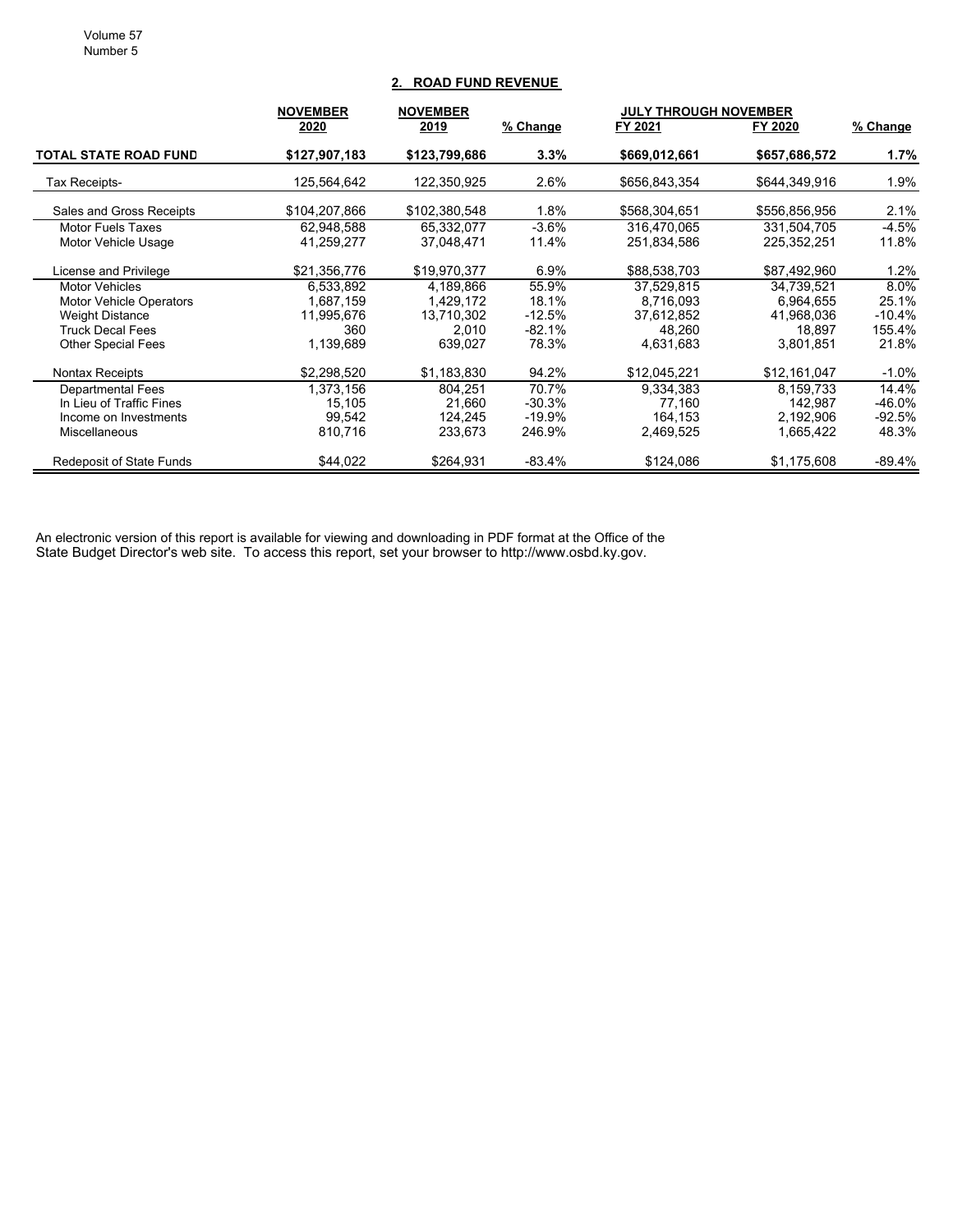## 2. ROAD FUND REVENUE

| | NOVEMBER 2020 | NOVEMBER 2019 | % Change | JULY THROUGH NOVEMBER FY 2021 | FY 2020 | % Change |
|---|---|---|---|---|---|---|
| **TOTAL STATE ROAD FUND** | **$127,907,183** | **$123,799,686** | **3.3%** | **$669,012,661** | **$657,686,572** | **1.7%** |
| Tax Receipts- | 125,564,642 | 122,350,925 | 2.6% | $656,843,354 | $644,349,916 | 1.9% |
| Sales and Gross Receipts | $104,207,866 | $102,380,548 | 1.8% | $568,304,651 | $556,856,956 | 2.1% |
| Motor Fuels Taxes | 62,948,588 | 65,332,077 | -3.6% | 316,470,065 | 331,504,705 | -4.5% |
| Motor Vehicle Usage | 41,259,277 | 37,048,471 | 11.4% | 251,834,586 | 225,352,251 | 11.8% |
| License and Privilege | $21,356,776 | $19,970,377 | 6.9% | $88,538,703 | $87,492,960 | 1.2% |
| Motor Vehicles | 6,533,892 | 4,189,866 | 55.9% | 37,529,815 | 34,739,521 | 8.0% |
| Motor Vehicle Operators | 1,687,159 | 1,429,172 | 18.1% | 8,716,093 | 6,964,655 | 25.1% |
| Weight Distance | 11,995,676 | 13,710,302 | -12.5% | 37,612,852 | 41,968,036 | -10.4% |
| Truck Decal Fees | 360 | 2,010 | -82.1% | 48,260 | 18,897 | 155.4% |
| Other Special Fees | 1,139,689 | 639,027 | 78.3% | 4,631,683 | 3,801,851 | 21.8% |
| Nontax Receipts | $2,298,520 | $1,183,830 | 94.2% | $12,045,221 | $12,161,047 | -1.0% |
| Departmental Fees | 1,373,156 | 804,251 | 70.7% | 9,334,383 | 8,159,733 | 14.4% |
| In Lieu of Traffic Fines | 15,105 | 21,660 | -30.3% | 77,160 | 142,987 | -46.0% |
| Income on Investments | 99,542 | 124,245 | -19.9% | 164,153 | 2,192,906 | -92.5% |
| Miscellaneous | 810,716 | 233,673 | 246.9% | 2,469,525 | 1,665,422 | 48.3% |
| Redeposit of State Funds | $44,022 | $264,931 | -83.4% | $124,086 | $1,175,608 | -89.4% |

An electronic version of this report is available for viewing and downloading in PDF format at the Office of the State Budget Director's web site. To access this report, set your browser to http://www.osbd.ky.gov.